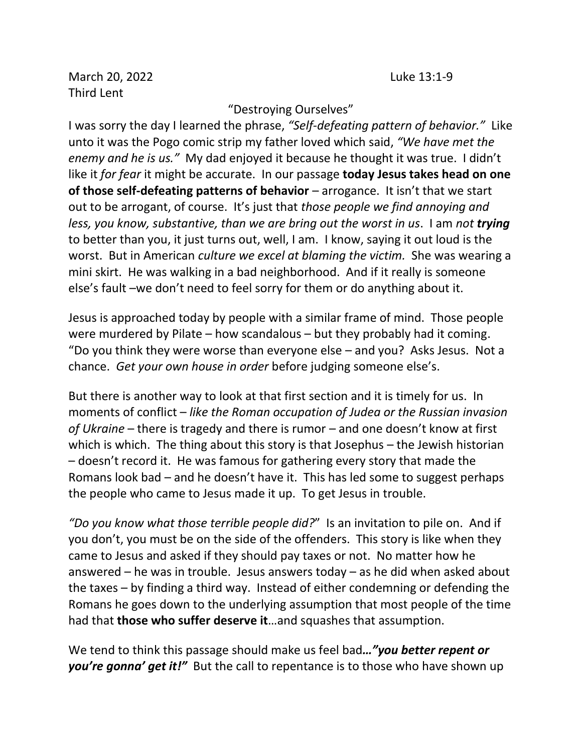March 20, 2022 Luke 13:1-9
Third Lent

"Destroying Ourselves"

I was sorry the day I learned the phrase, *"Self-defeating pattern of behavior."* Like unto it was the Pogo comic strip my father loved which said, *"We have met the enemy and he is us."* My dad enjoyed it because he thought it was true. I didn't like it *for fear* it might be accurate. In our passage **today Jesus takes head on one of those self-defeating patterns of behavior** – arrogance. It isn't that we start out to be arrogant, of course. It's just that *those people we find annoying and less, you know, substantive, than we are bring out the worst in us*. I am *not* ***trying*** to better than you, it just turns out, well, I am. I know, saying it out loud is the worst. But in American *culture we excel at blaming the victim.* She was wearing a mini skirt. He was walking in a bad neighborhood. And if it really is someone else's fault –we don't need to feel sorry for them or do anything about it.

Jesus is approached today by people with a similar frame of mind. Those people were murdered by Pilate – how scandalous – but they probably had it coming. "Do you think they were worse than everyone else – and you? Asks Jesus. Not a chance. *Get your own house in order* before judging someone else's.

But there is another way to look at that first section and it is timely for us. In moments of conflict – *like the Roman occupation of Judea or the Russian invasion of Ukraine* – there is tragedy and there is rumor – and one doesn't know at first which is which. The thing about this story is that Josephus – the Jewish historian – doesn't record it. He was famous for gathering every story that made the Romans look bad – and he doesn't have it. This has led some to suggest perhaps the people who came to Jesus made it up. To get Jesus in trouble.

*"Do you know what those terrible people did?*" Is an invitation to pile on. And if you don't, you must be on the side of the offenders. This story is like when they came to Jesus and asked if they should pay taxes or not. No matter how he answered – he was in trouble. Jesus answers today – as he did when asked about the taxes – by finding a third way. Instead of either condemning or defending the Romans he goes down to the underlying assumption that most people of the time had that **those who suffer deserve it**…and squashes that assumption.

We tend to think this passage should make us feel bad***…"you better repent or you're gonna' get it!"*** But the call to repentance is to those who have shown up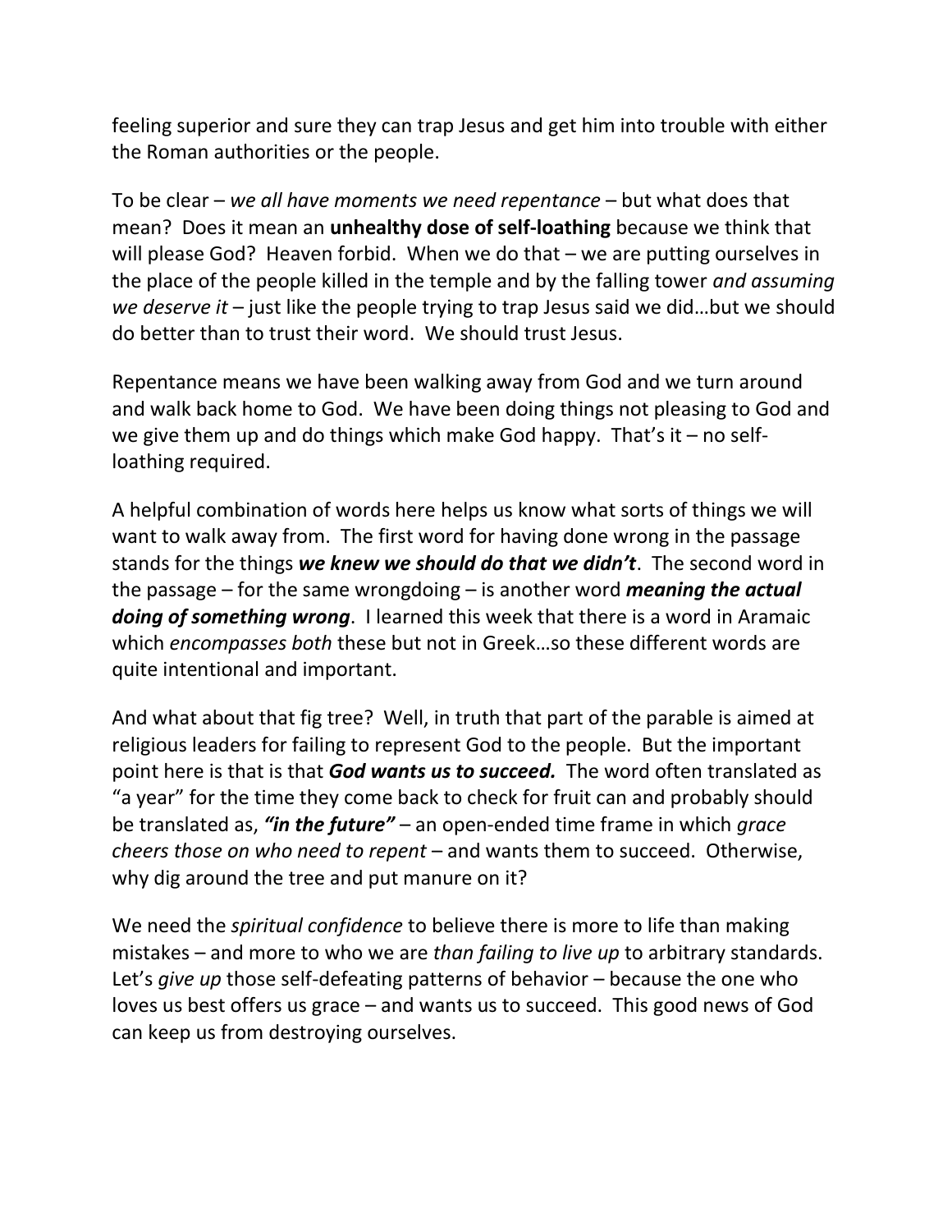feeling superior and sure they can trap Jesus and get him into trouble with either the Roman authorities or the people.

To be clear – *we all have moments we need repentance* – but what does that mean? Does it mean an **unhealthy dose of self-loathing** because we think that will please God? Heaven forbid. When we do that – we are putting ourselves in the place of the people killed in the temple and by the falling tower *and assuming we deserve it* – just like the people trying to trap Jesus said we did…but we should do better than to trust their word. We should trust Jesus.

Repentance means we have been walking away from God and we turn around and walk back home to God. We have been doing things not pleasing to God and we give them up and do things which make God happy. That's it – no self-loathing required.

A helpful combination of words here helps us know what sorts of things we will want to walk away from. The first word for having done wrong in the passage stands for the things ***we knew we should do that we didn't***. The second word in the passage – for the same wrongdoing – is another word ***meaning the actual doing of something wrong***. I learned this week that there is a word in Aramaic which *encompasses both* these but not in Greek…so these different words are quite intentional and important.

And what about that fig tree? Well, in truth that part of the parable is aimed at religious leaders for failing to represent God to the people. But the important point here is that is that ***God wants us to succeed.*** The word often translated as "a year" for the time they come back to check for fruit can and probably should be translated as, ***"in the future"*** – an open-ended time frame in which *grace cheers those on who need to repent* – and wants them to succeed. Otherwise, why dig around the tree and put manure on it?

We need the *spiritual confidence* to believe there is more to life than making mistakes – and more to who we are *than failing to live up* to arbitrary standards. Let's *give up* those self-defeating patterns of behavior – because the one who loves us best offers us grace – and wants us to succeed. This good news of God can keep us from destroying ourselves.